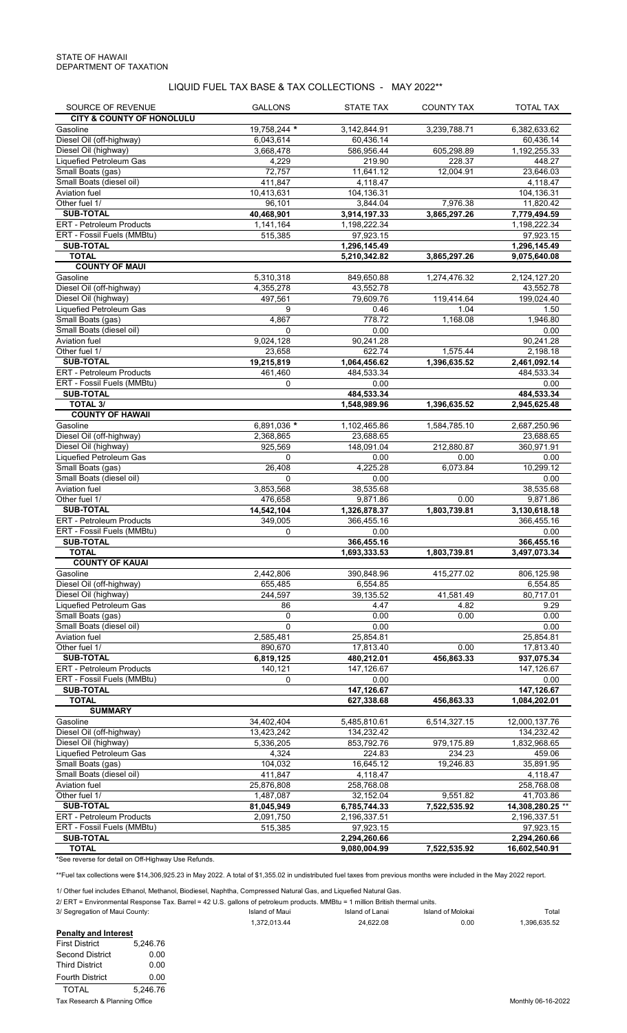STATE OF HAWAII
DEPARTMENT OF TAXATION

## LIQUID FUEL TAX BASE & TAX COLLECTIONS - MAY 2022**

| SOURCE OF REVENUE | GALLONS | STATE TAX | COUNTY TAX | TOTAL TAX |
|---|---|---|---|---|
| **CITY & COUNTY OF HONOLULU** | | | | |
| Gasoline | 19,758,244 * | 3,142,844.91 | 3,239,788.71 | 6,382,633.62 |
| Diesel Oil (off-highway) | 6,043,614 | 60,436.14 | | 60,436.14 |
| Diesel Oil (highway) | 3,668,478 | 586,956.44 | 605,298.89 | 1,192,255.33 |
| Liquefied Petroleum Gas | 4,229 | 219.90 | 228.37 | 448.27 |
| Small Boats (gas) | 72,757 | 11,641.12 | 12,004.91 | 23,646.03 |
| Small Boats (diesel oil) | 411,847 | 4,118.47 | | 4,118.47 |
| Aviation fuel | 10,413,631 | 104,136.31 | | 104,136.31 |
| Other fuel 1/ | 96,101 | 3,844.04 | 7,976.38 | 11,820.42 |
| **SUB-TOTAL** | **40,468,901** | **3,914,197.33** | **3,865,297.26** | **7,779,494.59** |
| ERT - Petroleum Products | 1,141,164 | 1,198,222.34 | | 1,198,222.34 |
| ERT - Fossil Fuels (MMBtu) | 515,385 | 97,923.15 | | 97,923.15 |
| **SUB-TOTAL** | | **1,296,145.49** | | **1,296,145.49** |
| **TOTAL** | | **5,210,342.82** | **3,865,297.26** | **9,075,640.08** |
| **COUNTY OF MAUI** | | | | |
| Gasoline | 5,310,318 | 849,650.88 | 1,274,476.32 | 2,124,127.20 |
| Diesel Oil (off-highway) | 4,355,278 | 43,552.78 | | 43,552.78 |
| Diesel Oil (highway) | 497,561 | 79,609.76 | 119,414.64 | 199,024.40 |
| Liquefied Petroleum Gas | 9 | 0.46 | 1.04 | 1.50 |
| Small Boats (gas) | 4,867 | 778.72 | 1,168.08 | 1,946.80 |
| Small Boats (diesel oil) | 0 | 0.00 | | 0.00 |
| Aviation fuel | 9,024,128 | 90,241.28 | | 90,241.28 |
| Other fuel 1/ | 23,658 | 622.74 | 1,575.44 | 2,198.18 |
| **SUB-TOTAL** | **19,215,819** | **1,064,456.62** | **1,396,635.52** | **2,461,092.14** |
| ERT - Petroleum Products | 461,460 | 484,533.34 | | 484,533.34 |
| ERT - Fossil Fuels (MMBtu) | 0 | 0.00 | | 0.00 |
| **SUB-TOTAL** | | **484,533.34** | | **484,533.34** |
| **TOTAL 3/** | | **1,548,989.96** | **1,396,635.52** | **2,945,625.48** |
| **COUNTY OF HAWAII** | | | | |
| Gasoline | 6,891,036 * | 1,102,465.86 | 1,584,785.10 | 2,687,250.96 |
| Diesel Oil (off-highway) | 2,368,865 | 23,688.65 | | 23,688.65 |
| Diesel Oil (highway) | 925,569 | 148,091.04 | 212,880.87 | 360,971.91 |
| Liquefied Petroleum Gas | 0 | 0.00 | 0.00 | 0.00 |
| Small Boats (gas) | 26,408 | 4,225.28 | 6,073.84 | 10,299.12 |
| Small Boats (diesel oil) | 0 | 0.00 | | 0.00 |
| Aviation fuel | 3,853,568 | 38,535.68 | | 38,535.68 |
| Other fuel 1/ | 476,658 | 9,871.86 | 0.00 | 9,871.86 |
| **SUB-TOTAL** | **14,542,104** | **1,326,878.37** | **1,803,739.81** | **3,130,618.18** |
| ERT - Petroleum Products | 349,005 | 366,455.16 | | 366,455.16 |
| ERT - Fossil Fuels (MMBtu) | 0 | 0.00 | | 0.00 |
| **SUB-TOTAL** | | **366,455.16** | | **366,455.16** |
| **TOTAL** | | **1,693,333.53** | **1,803,739.81** | **3,497,073.34** |
| **COUNTY OF KAUAI** | | | | |
| Gasoline | 2,442,806 | 390,848.96 | 415,277.02 | 806,125.98 |
| Diesel Oil (off-highway) | 655,485 | 6,554.85 | | 6,554.85 |
| Diesel Oil (highway) | 244,597 | 39,135.52 | 41,581.49 | 80,717.01 |
| Liquefied Petroleum Gas | 86 | 4.47 | 4.82 | 9.29 |
| Small Boats (gas) | 0 | 0.00 | 0.00 | 0.00 |
| Small Boats (diesel oil) | 0 | 0.00 | | 0.00 |
| Aviation fuel | 2,585,481 | 25,854.81 | | 25,854.81 |
| Other fuel 1/ | 890,670 | 17,813.40 | 0.00 | 17,813.40 |
| **SUB-TOTAL** | **6,819,125** | **480,212.01** | **456,863.33** | **937,075.34** |
| ERT - Petroleum Products | 140,121 | 147,126.67 | | 147,126.67 |
| ERT - Fossil Fuels (MMBtu) | 0 | 0.00 | | 0.00 |
| **SUB-TOTAL** | | **147,126.67** | | **147,126.67** |
| **TOTAL** | | **627,338.68** | **456,863.33** | **1,084,202.01** |
| **SUMMARY** | | | | |
| Gasoline | 34,402,404 | 5,485,810.61 | 6,514,327.15 | 12,000,137.76 |
| Diesel Oil (off-highway) | 13,423,242 | 134,232.42 | | 134,232.42 |
| Diesel Oil (highway) | 5,336,205 | 853,792.76 | 979,175.89 | 1,832,968.65 |
| Liquefied Petroleum Gas | 4,324 | 224.83 | 234.23 | 459.06 |
| Small Boats (gas) | 104,032 | 16,645.12 | 19,246.83 | 35,891.95 |
| Small Boats (diesel oil) | 411,847 | 4,118.47 | | 4,118.47 |
| Aviation fuel | 25,876,808 | 258,768.08 | | 258,768.08 |
| Other fuel 1/ | 1,487,087 | 32,152.04 | 9,551.82 | 41,703.86 |
| **SUB-TOTAL** | **81,045,949** | **6,785,744.33** | **7,522,535.92** | **14,308,280.25 \*\*** |
| ERT - Petroleum Products | 2,091,750 | 2,196,337.51 | | 2,196,337.51 |
| ERT - Fossil Fuels (MMBtu) | 515,385 | 97,923.15 | | 97,923.15 |
| **SUB-TOTAL** | | **2,294,260.66** | | **2,294,260.66** |
| **TOTAL** | | **9,080,004.99** | **7,522,535.92** | **16,602,540.91** |

*See reverse for detail on Off-Highway Use Refunds.

**Fuel tax collections were $14,306,925.23 in May 2022. A total of $1,355.02 in undistributed fuel taxes from previous months were included in the May 2022 report.

1/ Other fuel includes Ethanol, Methanol, Biodiesel, Naphtha, Compressed Natural Gas, and Liquefied Natural Gas.

2/ ERT = Environmental Response Tax. Barrel = 42 U.S. gallons of petroleum products. MMBtu = 1 million British thermal units.

| 3/ Segregation of Maui County: | Island of Maui | Island of Lanai | Island of Molokai | Total |
|---|---|---|---|---|
| | 1,372,013.44 | 24,622.08 | 0.00 | 1,396,635.52 |

**Penalty and Interest**

| | |
|---|---|
| First District | 5,246.76 |
| Second District | 0.00 |
| Third District | 0.00 |
| Fourth District | 0.00 |
| TOTAL | 5,246.76 |

Tax Research & Planning Office

Monthly 06-16-2022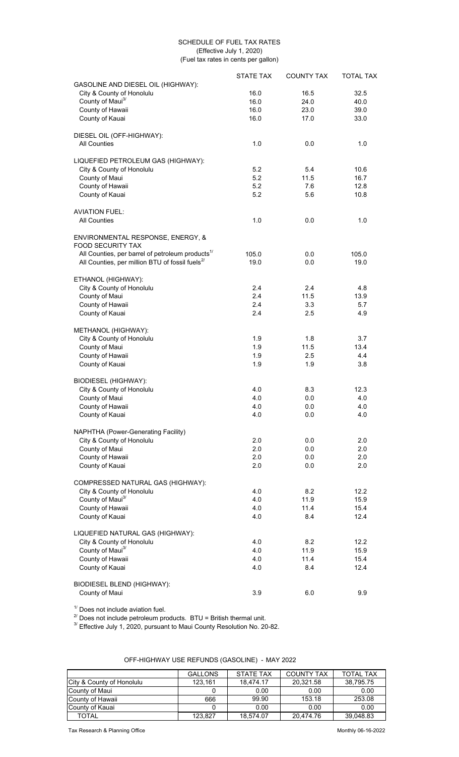# SCHEDULE OF FUEL TAX RATES

(Effective July 1, 2020)

(Fuel tax rates in cents per gallon)

| | STATE TAX | COUNTY TAX | TOTAL TAX |
|---|---|---|---|
| **GASOLINE AND DIESEL OIL (HIGHWAY):** | | | |
| City & County of Honolulu | 16.0 | 16.5 | 32.5 |
| County of Maui[3/] | 16.0 | 24.0 | 40.0 |
| County of Hawaii | 16.0 | 23.0 | 39.0 |
| County of Kauai | 16.0 | 17.0 | 33.0 |
| **DIESEL OIL (OFF-HIGHWAY):** | | | |
| All Counties | 1.0 | 0.0 | 1.0 |
| **LIQUEFIED PETROLEUM GAS (HIGHWAY):** | | | |
| City & County of Honolulu | 5.2 | 5.4 | 10.6 |
| County of Maui | 5.2 | 11.5 | 16.7 |
| County of Hawaii | 5.2 | 7.6 | 12.8 |
| County of Kauai | 5.2 | 5.6 | 10.8 |
| **AVIATION FUEL:** | | | |
| All Counties | 1.0 | 0.0 | 1.0 |
| **ENVIRONMENTAL RESPONSE, ENERGY, & FOOD SECURITY TAX** | | | |
| All Counties, per barrel of petroleum products[1/] | 105.0 | 0.0 | 105.0 |
| All Counties, per million BTU of fossil fuels[2/] | 19.0 | 0.0 | 19.0 |
| **ETHANOL (HIGHWAY):** | | | |
| City & County of Honolulu | 2.4 | 2.4 | 4.8 |
| County of Maui | 2.4 | 11.5 | 13.9 |
| County of Hawaii | 2.4 | 3.3 | 5.7 |
| County of Kauai | 2.4 | 2.5 | 4.9 |
| **METHANOL (HIGHWAY):** | | | |
| City & County of Honolulu | 1.9 | 1.8 | 3.7 |
| County of Maui | 1.9 | 11.5 | 13.4 |
| County of Hawaii | 1.9 | 2.5 | 4.4 |
| County of Kauai | 1.9 | 1.9 | 3.8 |
| **BIODIESEL (HIGHWAY):** | | | |
| City & County of Honolulu | 4.0 | 8.3 | 12.3 |
| County of Maui | 4.0 | 0.0 | 4.0 |
| County of Hawaii | 4.0 | 0.0 | 4.0 |
| County of Kauai | 4.0 | 0.0 | 4.0 |
| **NAPHTHA (Power-Generating Facility)** | | | |
| City & County of Honolulu | 2.0 | 0.0 | 2.0 |
| County of Maui | 2.0 | 0.0 | 2.0 |
| County of Hawaii | 2.0 | 0.0 | 2.0 |
| County of Kauai | 2.0 | 0.0 | 2.0 |
| **COMPRESSED NATURAL GAS (HIGHWAY):** | | | |
| City & County of Honolulu | 4.0 | 8.2 | 12.2 |
| County of Maui[3/] | 4.0 | 11.9 | 15.9 |
| County of Hawaii | 4.0 | 11.4 | 15.4 |
| County of Kauai | 4.0 | 8.4 | 12.4 |
| **LIQUEFIED NATURAL GAS (HIGHWAY):** | | | |
| City & County of Honolulu | 4.0 | 8.2 | 12.2 |
| County of Maui[3/] | 4.0 | 11.9 | 15.9 |
| County of Hawaii | 4.0 | 11.4 | 15.4 |
| County of Kauai | 4.0 | 8.4 | 12.4 |
| **BIODIESEL BLEND (HIGHWAY):** | | | |
| County of Maui | 3.9 | 6.0 | 9.9 |

[1/] Does not include aviation fuel.

[2/] Does not include petroleum products. BTU = British thermal unit.

[3/] Effective July 1, 2020, pursuant to Maui County Resolution No. 20-82.

## OFF-HIGHWAY USE REFUNDS (GASOLINE) - MAY 2022

| | GALLONS | STATE TAX | COUNTY TAX | TOTAL TAX |
|---|---|---|---|---|
| City & County of Honolulu | 123,161 | 18,474.17 | 20,321.58 | 38,795.75 |
| County of Maui | 0 | 0.00 | 0.00 | 0.00 |
| County of Hawaii | 666 | 99.90 | 153.18 | 253.08 |
| County of Kauai | 0 | 0.00 | 0.00 | 0.00 |
| TOTAL | 123,827 | 18,574.07 | 20,474.76 | 39,048.83 |

Tax Research & Planning Office

Monthly 06-16-2022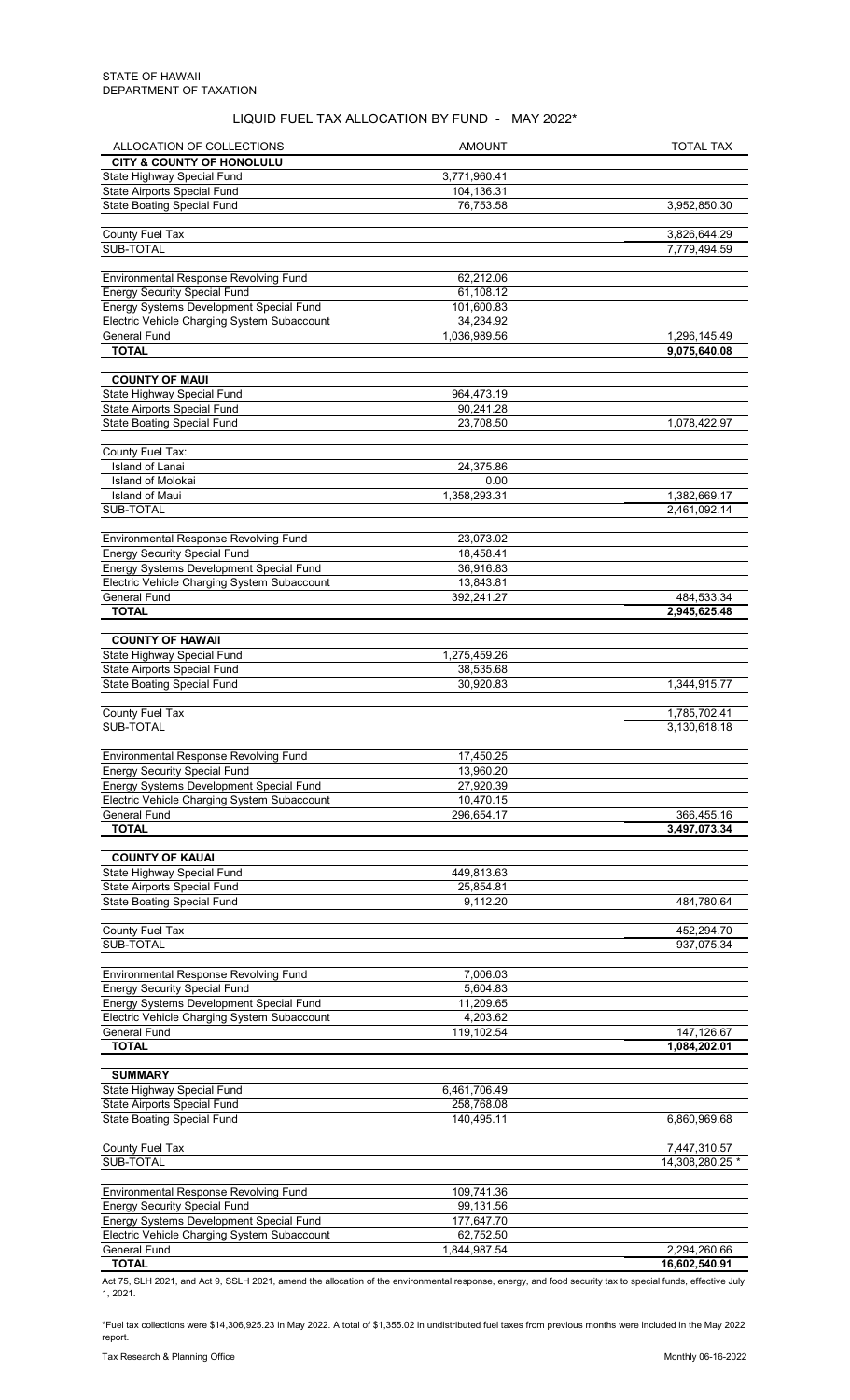STATE OF HAWAII
DEPARTMENT OF TAXATION

## LIQUID FUEL TAX ALLOCATION BY FUND - MAY 2022*

| ALLOCATION OF COLLECTIONS | AMOUNT | TOTAL TAX |
|---|---|---|
| **CITY & COUNTY OF HONOLULU** | | |
| State Highway Special Fund | 3,771,960.41 | |
| State Airports Special Fund | 104,136.31 | |
| State Boating Special Fund | 76,753.58 | 3,952,850.30 |
| | | |
| County Fuel Tax | | 3,826,644.29 |
| SUB-TOTAL | | 7,779,494.59 |
| | | |
| Environmental Response Revolving Fund | 62,212.06 | |
| Energy Security Special Fund | 61,108.12 | |
| Energy Systems Development Special Fund | 101,600.83 | |
| Electric Vehicle Charging System Subaccount | 34,234.92 | |
| General Fund | 1,036,989.56 | 1,296,145.49 |
| **TOTAL** | | **9,075,640.08** |
| | | |
| **COUNTY OF MAUI** | | |
| State Highway Special Fund | 964,473.19 | |
| State Airports Special Fund | 90,241.28 | |
| State Boating Special Fund | 23,708.50 | 1,078,422.97 |
| | | |
| County Fuel Tax: | | |
| Island of Lanai | 24,375.86 | |
| Island of Molokai | 0.00 | |
| Island of Maui | 1,358,293.31 | 1,382,669.17 |
| SUB-TOTAL | | 2,461,092.14 |
| | | |
| Environmental Response Revolving Fund | 23,073.02 | |
| Energy Security Special Fund | 18,458.41 | |
| Energy Systems Development Special Fund | 36,916.83 | |
| Electric Vehicle Charging System Subaccount | 13,843.81 | |
| General Fund | 392,241.27 | 484,533.34 |
| **TOTAL** | | **2,945,625.48** |
| | | |
| **COUNTY OF HAWAII** | | |
| State Highway Special Fund | 1,275,459.26 | |
| State Airports Special Fund | 38,535.68 | |
| State Boating Special Fund | 30,920.83 | 1,344,915.77 |
| | | |
| County Fuel Tax | | 1,785,702.41 |
| SUB-TOTAL | | 3,130,618.18 |
| | | |
| Environmental Response Revolving Fund | 17,450.25 | |
| Energy Security Special Fund | 13,960.20 | |
| Energy Systems Development Special Fund | 27,920.39 | |
| Electric Vehicle Charging System Subaccount | 10,470.15 | |
| General Fund | 296,654.17 | 366,455.16 |
| **TOTAL** | | **3,497,073.34** |
| | | |
| **COUNTY OF KAUAI** | | |
| State Highway Special Fund | 449,813.63 | |
| State Airports Special Fund | 25,854.81 | |
| State Boating Special Fund | 9,112.20 | 484,780.64 |
| | | |
| County Fuel Tax | | 452,294.70 |
| SUB-TOTAL | | 937,075.34 |
| | | |
| Environmental Response Revolving Fund | 7,006.03 | |
| Energy Security Special Fund | 5,604.83 | |
| Energy Systems Development Special Fund | 11,209.65 | |
| Electric Vehicle Charging System Subaccount | 4,203.62 | |
| General Fund | 119,102.54 | 147,126.67 |
| **TOTAL** | | **1,084,202.01** |
| | | |
| **SUMMARY** | | |
| State Highway Special Fund | 6,461,706.49 | |
| State Airports Special Fund | 258,768.08 | |
| State Boating Special Fund | 140,495.11 | 6,860,969.68 |
| | | |
| County Fuel Tax | | 7,447,310.57 |
| SUB-TOTAL | | 14,308,280.25 * |
| | | |
| Environmental Response Revolving Fund | 109,741.36 | |
| Energy Security Special Fund | 99,131.56 | |
| Energy Systems Development Special Fund | 177,647.70 | |
| Electric Vehicle Charging System Subaccount | 62,752.50 | |
| General Fund | 1,844,987.54 | 2,294,260.66 |
| **TOTAL** | | **16,602,540.91** |

Act 75, SLH 2021, and Act 9, SSLH 2021, amend the allocation of the environmental response, energy, and food security tax to special funds, effective July 1, 2021.

*Fuel tax collections were $14,306,925.23 in May 2022. A total of $1,355.02 in undistributed fuel taxes from previous months were included in the May 2022 report.

Tax Research & Planning Office

Monthly 06-16-2022